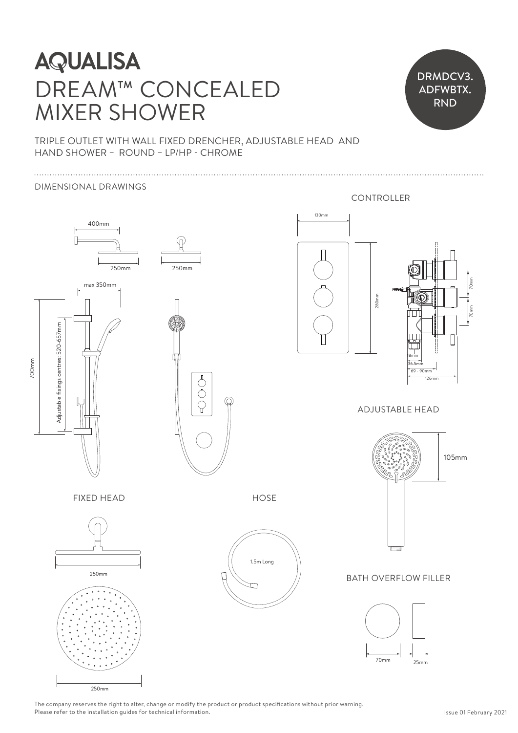# AQUALISA

# DREAM™ CONCEALED MIXER SHOWER

DRMDCV3.ADFWBTX.RND

TRIPLE OUTLET WITH WALL FIXED DRENCHER, ADJUSTABLE HEAD AND HAND SHOWER – ROUND – LP/HP - CHROME

## DIMENSIONAL DRAWINGS

400mm

250mm

250mm

max 350mm

700mm

Adjustable fixings centres: 520-657mm

### CONTROLLER

130mm

280mm

70mm

70mm

18mm

36.5mm

69 - 90mm

126mm

### ADJUSTABLE HEAD

105mm

### FIXED HEAD

250mm

250mm

### HOSE

1.5m Long

### BATH OVERFLOW FILLER

70mm

25mm

The company reserves the right to alter, change or modify the product or product specifications without prior warning.
Please refer to the installation guides for technical information.

Issue 01 February 2021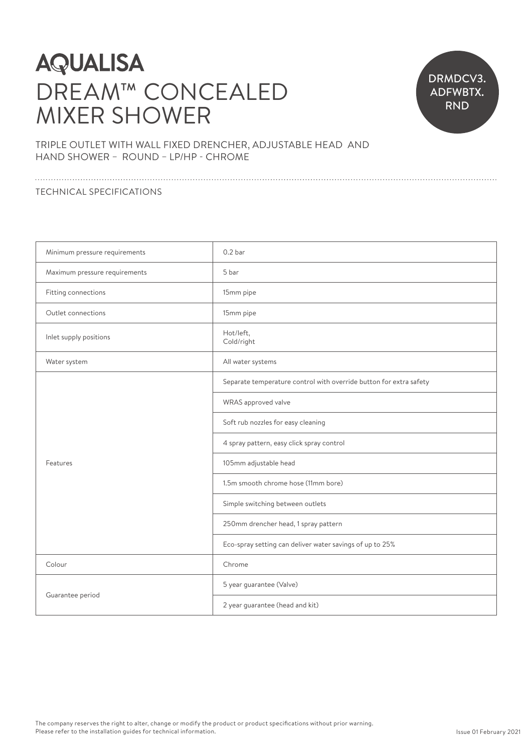# AQUALISA

# DREAM™ CONCEALED MIXER SHOWER

DRMDCV3.ADFWBTX.RND

TRIPLE OUTLET WITH WALL FIXED DRENCHER, ADJUSTABLE HEAD AND HAND SHOWER – ROUND – LP/HP - CHROME

## TECHNICAL SPECIFICATIONS

| | |
|---|---|
| Minimum pressure requirements | 0.2 bar |
| Maximum pressure requirements | 5 bar |
| Fitting connections | 15mm pipe |
| Outlet connections | 15mm pipe |
| Inlet supply positions | Hot/left,<br>Cold/right |
| Water system | All water systems |
| Features | Separate temperature control with override button for extra safety |
| | WRAS approved valve |
| | Soft rub nozzles for easy cleaning |
| | 4 spray pattern, easy click spray control |
| | 105mm adjustable head |
| | 1.5m smooth chrome hose (11mm bore) |
| | Simple switching between outlets |
| | 250mm drencher head, 1 spray pattern |
| | Eco-spray setting can deliver water savings of up to 25% |
| Colour | Chrome |
| Guarantee period | 5 year guarantee (Valve) |
| | 2 year guarantee (head and kit) |

The company reserves the right to alter, change or modify the product or product specifications without prior warning.
Please refer to the installation guides for technical information.

Issue 01 February 2021